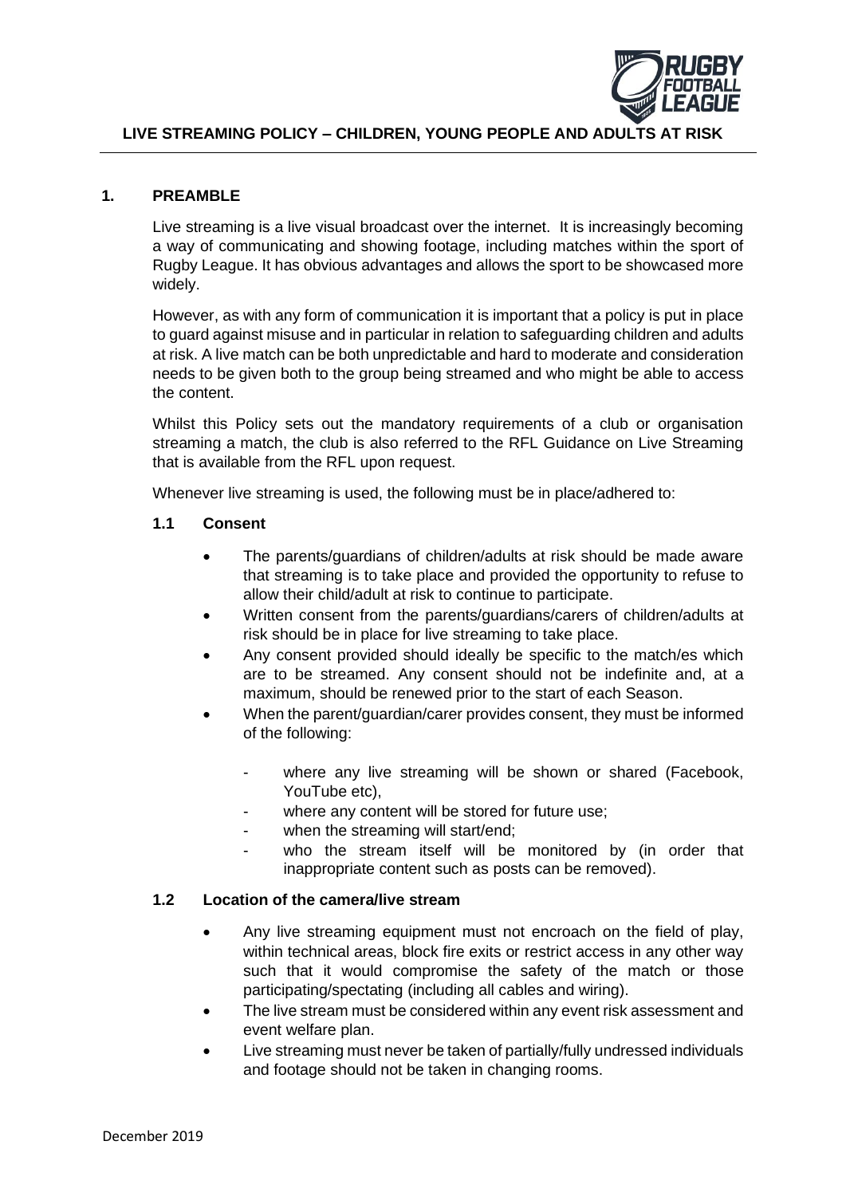# LIVE STREAMING POLICY – CHILDREN, YOUNG PEOPLE AND ADULTS AT RISK

## 1. PREAMBLE

Live streaming is a live visual broadcast over the internet. It is increasingly becoming a way of communicating and showing footage, including matches within the sport of Rugby League. It has obvious advantages and allows the sport to be showcased more widely.

However, as with any form of communication it is important that a policy is put in place to guard against misuse and in particular in relation to safeguarding children and adults at risk. A live match can be both unpredictable and hard to moderate and consideration needs to be given both to the group being streamed and who might be able to access the content.

Whilst this Policy sets out the mandatory requirements of a club or organisation streaming a match, the club is also referred to the RFL Guidance on Live Streaming that is available from the RFL upon request.

Whenever live streaming is used, the following must be in place/adhered to:

### 1.1 Consent

- The parents/guardians of children/adults at risk should be made aware that streaming is to take place and provided the opportunity to refuse to allow their child/adult at risk to continue to participate.
- Written consent from the parents/guardians/carers of children/adults at risk should be in place for live streaming to take place.
- Any consent provided should ideally be specific to the match/es which are to be streamed. Any consent should not be indefinite and, at a maximum, should be renewed prior to the start of each Season.
- When the parent/guardian/carer provides consent, they must be informed of the following:
    - where any live streaming will be shown or shared (Facebook, YouTube etc),
    - where any content will be stored for future use;
    - when the streaming will start/end;
    - who the stream itself will be monitored by (in order that inappropriate content such as posts can be removed).

### 1.2 Location of the camera/live stream

- Any live streaming equipment must not encroach on the field of play, within technical areas, block fire exits or restrict access in any other way such that it would compromise the safety of the match or those participating/spectating (including all cables and wiring).
- The live stream must be considered within any event risk assessment and event welfare plan.
- Live streaming must never be taken of partially/fully undressed individuals and footage should not be taken in changing rooms.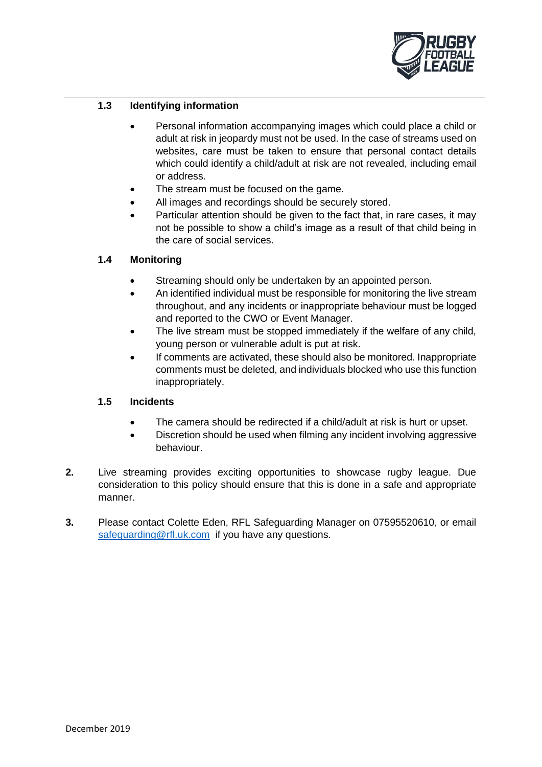### 1.3 Identifying information

- Personal information accompanying images which could place a child or adult at risk in jeopardy must not be used. In the case of streams used on websites, care must be taken to ensure that personal contact details which could identify a child/adult at risk are not revealed, including email or address.
- The stream must be focused on the game.
- All images and recordings should be securely stored.
- Particular attention should be given to the fact that, in rare cases, it may not be possible to show a child's image as a result of that child being in the care of social services.

### 1.4 Monitoring

- Streaming should only be undertaken by an appointed person.
- An identified individual must be responsible for monitoring the live stream throughout, and any incidents or inappropriate behaviour must be logged and reported to the CWO or Event Manager.
- The live stream must be stopped immediately if the welfare of any child, young person or vulnerable adult is put at risk.
- If comments are activated, these should also be monitored. Inappropriate comments must be deleted, and individuals blocked who use this function inappropriately.

### 1.5 Incidents

- The camera should be redirected if a child/adult at risk is hurt or upset.
- Discretion should be used when filming any incident involving aggressive behaviour.

**2.** Live streaming provides exciting opportunities to showcase rugby league. Due consideration to this policy should ensure that this is done in a safe and appropriate manner.

**3.** Please contact Colette Eden, RFL Safeguarding Manager on 07595520610, or email safeguarding@rfl.uk.com if you have any questions.

December 2019